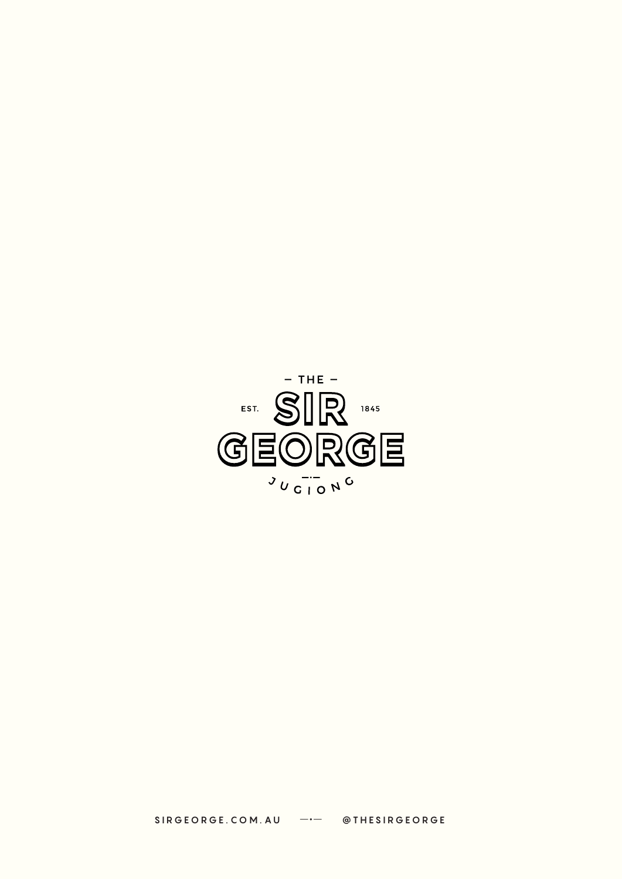— THE —

EST. **SIR** 1845

**GEORGE**

JUGIONG

SIRGEORGE.COM.AU — @THESIRGEORGE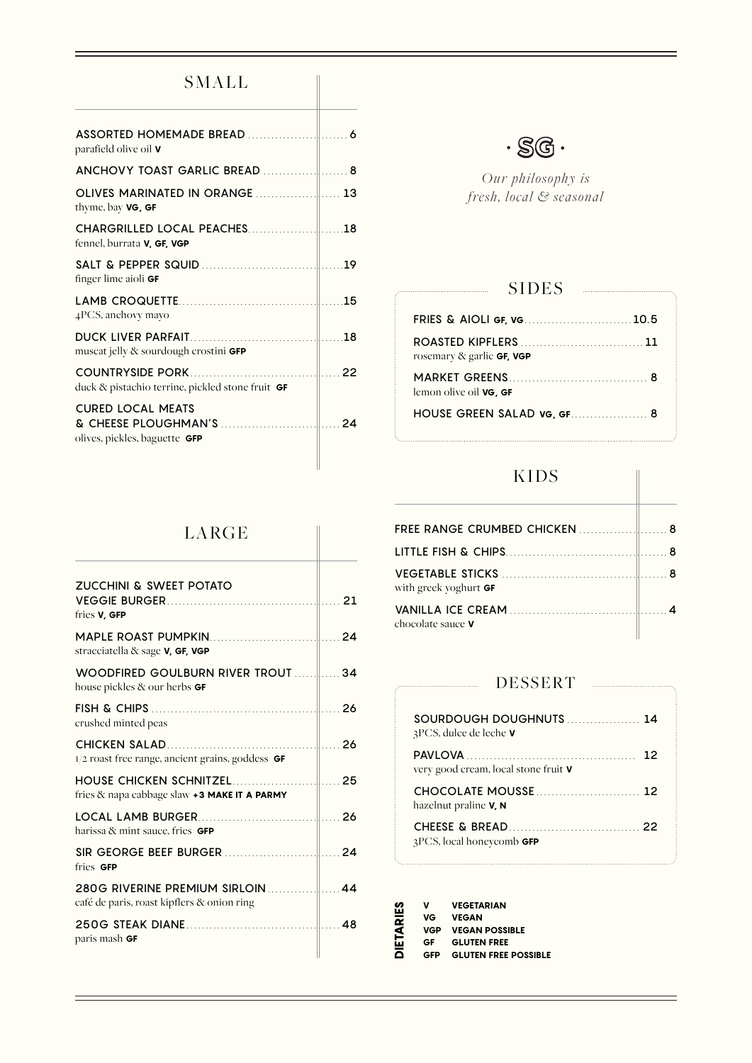## SMALL

| Item | Price |
|---|---|
| **ASSORTED HOMEMADE BREAD**<br>parafield olive oil **V** | 6 |
| **ANCHOVY TOAST GARLIC BREAD** | 8 |
| **OLIVES MARINATED IN ORANGE**<br>thyme, bay **VG, GF** | 13 |
| **CHARGRILLED LOCAL PEACHES**<br>fennel, burrata **V, GF, VGP** | 18 |
| **SALT & PEPPER SQUID**<br>finger lime aioli **GF** | 19 |
| **LAMB CROQUETTE**<br>4PCS, anchovy mayo | 15 |
| **DUCK LIVER PARFAIT**<br>muscat jelly & sourdough crostini **GFP** | 18 |
| **COUNTRYSIDE PORK**<br>duck & pistachio terrine, pickled stone fruit **GF** | 22 |
| **CURED LOCAL MEATS & CHEESE PLOUGHMAN'S**<br>olives, pickles, baguette **GFP** | 24 |

## LARGE

| Item | Price |
|---|---|
| **ZUCCHINI & SWEET POTATO VEGGIE BURGER**<br>fries **V, GFP** | 21 |
| **MAPLE ROAST PUMPKIN**<br>stracciatella & sage **V, GF, VGP** | 24 |
| **WOODFIRED GOULBURN RIVER TROUT**<br>house pickles & our herbs **GF** | 34 |
| **FISH & CHIPS**<br>crushed minted peas | 26 |
| **CHICKEN SALAD**<br>1/2 roast free range, ancient grains, goddess **GF** | 26 |
| **HOUSE CHICKEN SCHNITZEL**<br>fries & napa cabbage slaw **+3 MAKE IT A PARMY** | 25 |
| **LOCAL LAMB BURGER**<br>harissa & mint sauce, fries **GFP** | 26 |
| **SIR GEORGE BEEF BURGER**<br>fries **GFP** | 24 |
| **280G RIVERINE PREMIUM SIRLOIN**<br>café de paris, roast kipflers & onion ring | 44 |
| **250G STEAK DIANE**<br>paris mash **GF** | 48 |

· SG ·

*Our philosophy is fresh, local & seasonal*

## SIDES

| Item | Price |
|---|---|
| **FRIES & AIOLI** **GF, VG** | 10.5 |
| **ROASTED KIPFLERS**<br>rosemary & garlic **GF, VGP** | 11 |
| **MARKET GREENS**<br>lemon olive oil **VG, GF** | 8 |
| **HOUSE GREEN SALAD** **VG, GF** | 8 |

## KIDS

| Item | Price |
|---|---|
| **FREE RANGE CRUMBED CHICKEN** | 8 |
| **LITTLE FISH & CHIPS** | 8 |
| **VEGETABLE STICKS**<br>with greek yoghurt **GF** | 8 |
| **VANILLA ICE CREAM**<br>chocolate sauce **V** | 4 |

## DESSERT

| Item | Price |
|---|---|
| **SOURDOUGH DOUGHNUTS**<br>3PCS, dulce de leche **V** | 14 |
| **PAVLOVA**<br>very good cream, local stone fruit **V** | 12 |
| **CHOCOLATE MOUSSE**<br>hazelnut praline **V, N** | 12 |
| **CHEESE & BREAD**<br>3PCS, local honeycomb **GFP** | 22 |

**DIETARIES**

| Code | Meaning |
|---|---|
| **V** | **VEGETARIAN** |
| **VG** | **VEGAN** |
| **VGP** | **VEGAN POSSIBLE** |
| **GF** | **GLUTEN FREE** |
| **GFP** | **GLUTEN FREE POSSIBLE** |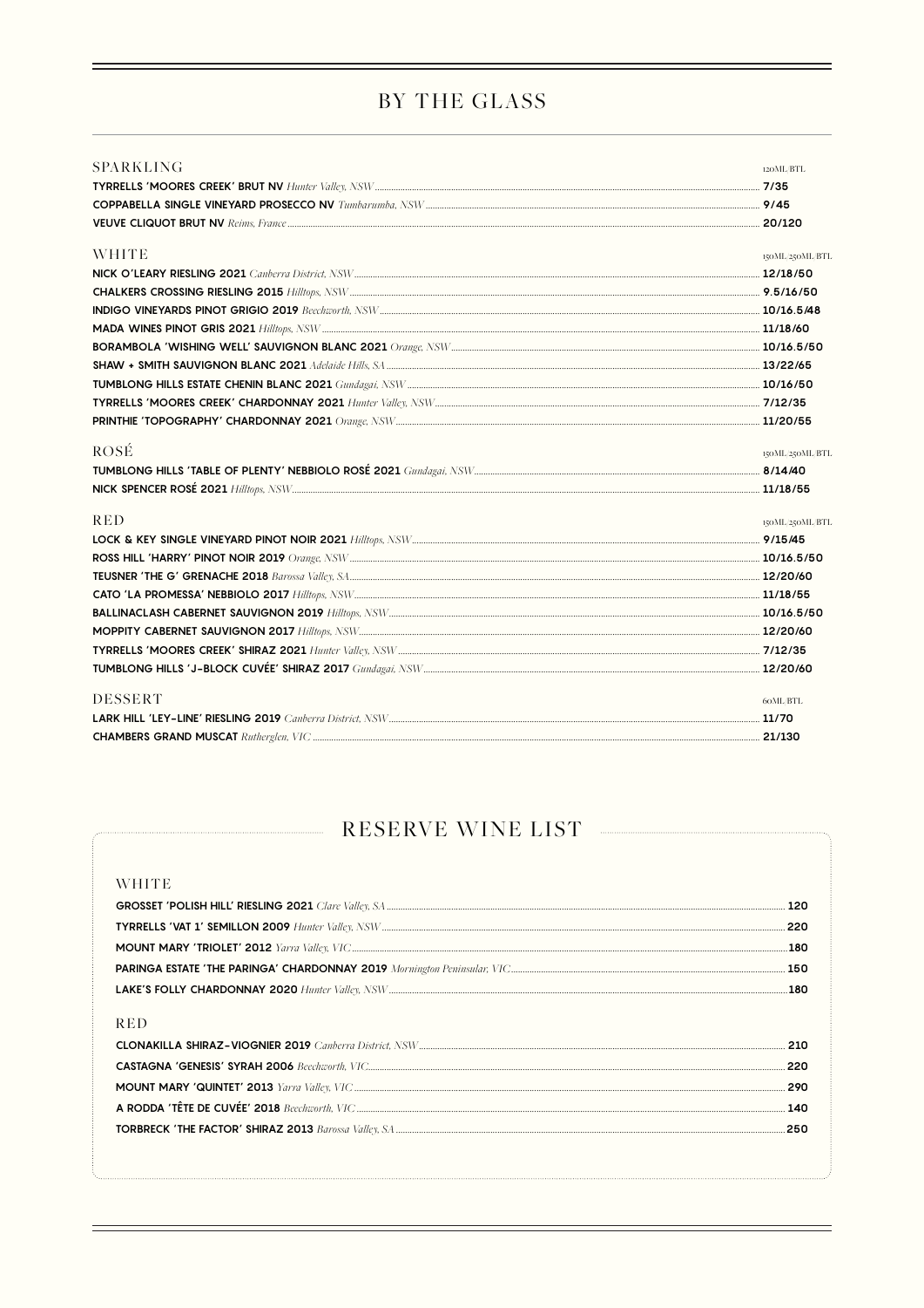# BY THE GLASS

## SPARKLING

| | 120ML BTL |
|---|---|
| **TYRRELLS 'MOORES CREEK' BRUT NV** *Hunter Valley, NSW* | 7/35 |
| **COPPABELLA SINGLE VINEYARD PROSECCO NV** *Tumbarumba, NSW* | 9/45 |
| **VEUVE CLIQUOT BRUT NV** *Reims, France* | 20/120 |

## WHITE

| | 150ML 250ML BTL |
|---|---|
| **NICK O'LEARY RIESLING 2021** *Canberra District, NSW* | 12/18/50 |
| **CHALKERS CROSSING RIESLING 2015** *Hilltops, NSW* | 9.5/16/50 |
| **INDIGO VINEYARDS PINOT GRIGIO 2019** *Beechworth, NSW* | 10/16.5/48 |
| **MADA WINES PINOT GRIS 2021** *Hilltops, NSW* | 11/18/60 |
| **BORAMBOLA 'WISHING WELL' SAUVIGNON BLANC 2021** *Orange, NSW* | 10/16.5/50 |
| **SHAW + SMITH SAUVIGNON BLANC 2021** *Adelaide Hills, SA* | 13/22/65 |
| **TUMBLONG HILLS ESTATE CHENIN BLANC 2021** *Gundagai, NSW* | 10/16/50 |
| **TYRRELLS 'MOORES CREEK' CHARDONNAY 2021** *Hunter Valley, NSW* | 7/12/35 |
| **PRINTHIE 'TOPOGRAPHY' CHARDONNAY 2021** *Orange, NSW* | 11/20/55 |

## ROSÉ

| | 150ML 250ML BTL |
|---|---|
| **TUMBLONG HILLS 'TABLE OF PLENTY' NEBBIOLO ROSÉ 2021** *Gundagai, NSW* | 8/14/40 |
| **NICK SPENCER ROSÉ 2021** *Hilltops, NSW* | 11/18/55 |

## RED

| | 150ML 250ML BTL |
|---|---|
| **LOCK & KEY SINGLE VINEYARD PINOT NOIR 2021** *Hilltops, NSW* | 9/15/45 |
| **ROSS HILL 'HARRY' PINOT NOIR 2019** *Orange, NSW* | 10/16.5/50 |
| **TEUSNER 'THE G' GRENACHE 2018** *Barossa Valley, SA* | 12/20/60 |
| **CATO 'LA PROMESSA' NEBBIOLO 2017** *Hilltops, NSW* | 11/18/55 |
| **BALLINACLASH CABERNET SAUVIGNON 2019** *Hilltops, NSW* | 10/16.5/50 |
| **MOPPITY CABERNET SAUVIGNON 2017** *Hilltops, NSW* | 12/20/60 |
| **TYRRELLS 'MOORES CREEK' SHIRAZ 2021** *Hunter Valley, NSW* | 7/12/35 |
| **TUMBLONG HILLS 'J-BLOCK CUVÉE' SHIRAZ 2017** *Gundagai, NSW* | 12/20/60 |

## DESSERT

| | 60ML BTL |
|---|---|
| **LARK HILL 'LEY-LINE' RIESLING 2019** *Canberra District, NSW* | 11/70 |
| **CHAMBERS GRAND MUSCAT** *Rutherglen, VIC* | 21/130 |

# RESERVE WINE LIST

## WHITE

| | |
|---|---|
| **GROSSET 'POLISH HILL' RIESLING 2021** *Clare Valley, SA* | 120 |
| **TYRRELLS 'VAT 1' SEMILLON 2009** *Hunter Valley, NSW* | 220 |
| **MOUNT MARY 'TRIOLET' 2012** *Yarra Valley, VIC* | 180 |
| **PARINGA ESTATE 'THE PARINGA' CHARDONNAY 2019** *Mornington Peninsular, VIC* | 150 |
| **LAKE'S FOLLY CHARDONNAY 2020** *Hunter Valley, NSW* | 180 |

## RED

| | |
|---|---|
| **CLONAKILLA SHIRAZ-VIOGNIER 2019** *Canberra District, NSW* | 210 |
| **CASTAGNA 'GENESIS' SYRAH 2006** *Beechworth, VIC* | 220 |
| **MOUNT MARY 'QUINTET' 2013** *Yarra Valley, VIC* | 290 |
| **A RODDA 'TÊTE DE CUVÉE' 2018** *Beechworth, VIC* | 140 |
| **TORBRECK 'THE FACTOR' SHIRAZ 2013** *Barossa Valley, SA* | 250 |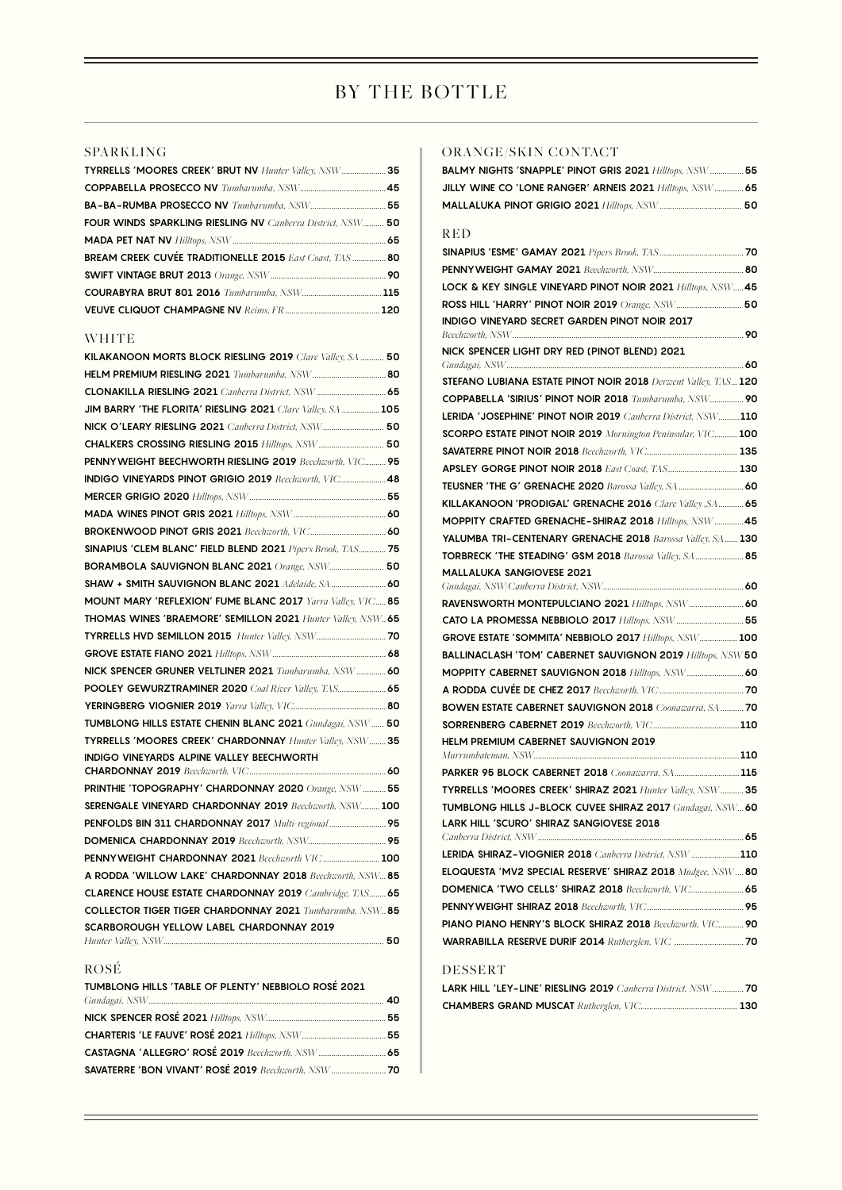# BY THE BOTTLE

## SPARKLING

**TYRRELLS 'MOORES CREEK' BRUT NV** *Hunter Valley, NSW* 35
**COPPABELLA PROSECCO NV** *Tumbarumba, NSW* 45
**BA-BA-RUMBA PROSECCO NV** *Tumbarumba, NSW* 55
**FOUR WINDS SPARKLING RIESLING NV** *Canberra District, NSW* 50
**MADA PET NAT NV** *Hilltops, NSW* 65
**BREAM CREEK CUVÉE TRADITIONELLE 2015** *East Coast, TAS* 80
**SWIFT VINTAGE BRUT 2013** *Orange, NSW* 90
**COURABYRA BRUT 801 2016** *Tumbarumba, NSW* 115
**VEUVE CLIQUOT CHAMPAGNE NV** *Reims, FR* 120

## WHITE

**KILAKANOON MORTS BLOCK RIESLING 2019** *Clare Valley, SA* 50
**HELM PREMIUM RIESLING 2021** *Tumbarumba, NSW* 80
**CLONAKILLA RIESLING 2021** *Canberra District, NSW* 65
**JIM BARRY 'THE FLORITA' RIESLING 2021** *Clare Valley, SA* 105
**NICK O'LEARY RIESLING 2021** *Canberra District, NSW* 50
**CHALKERS CROSSING RIESLING 2015** *Hilltops, NSW* 50
**PENNYWEIGHT BEECHWORTH RIESLING 2019** *Beechworth, VIC* 95
**INDIGO VINEYARDS PINOT GRIGIO 2019** *Beechworth, VIC* 48
**MERCER GRIGIO 2020** *Hilltops, NSW* 55
**MADA WINES PINOT GRIS 2021** *Hilltops, NSW* 60
**BROKENWOOD PINOT GRIS 2021** *Beechworth, VIC* 60
**SINAPIUS 'CLEM BLANC' FIELD BLEND 2021** *Pipers Brook, TAS* 75
**BORAMBOLA SAUVIGNON BLANC 2021** *Orange, NSW* 50
**SHAW + SMITH SAUVIGNON BLANC 2021** *Adelaide, SA* 60
**MOUNT MARY 'REFLEXION' FUME BLANC 2017** *Yarra Valley, VIC* 85
**THOMAS WINES 'BRAEMORE' SEMILLON 2021** *Hunter Valley, NSW* 65
**TYRRELLS HVD SEMILLON 2015** *Hunter Valley, NSW* 70
**GROVE ESTATE FIANO 2021** *Hilltops, NSW* 68
**NICK SPENCER GRUNER VELTLINER 2021** *Tumbarumba, NSW* 60
**POOLEY GEWURZTRAMINER 2020** *Coal River Valley, TAS* 65
**YERINGBERG VIOGNIER 2019** *Yarra Valley, VIC* 80
**TUMBLONG HILLS ESTATE CHENIN BLANC 2021** *Gundagai, NSW* 50
**TYRRELLS 'MOORES CREEK' CHARDONNAY** *Hunter Valley, NSW* 35
**INDIGO VINEYARDS ALPINE VALLEY BEECHWORTH CHARDONNAY 2019** *Beechworth, VIC* 60
**PRINTHIE 'TOPOGRAPHY' CHARDONNAY 2020** *Orange, NSW* 55
**SERENGALE VINEYARD CHARDONNAY 2019** *Beechworth, NSW* 100
**PENFOLDS BIN 311 CHARDONNAY 2017** *Multi-regional* 95
**DOMENICA CHARDONNAY 2019** *Beechworth, NSW* 95
**PENNYWEIGHT CHARDONNAY 2021** *Beechworth VIC* 100
**A RODDA 'WILLOW LAKE' CHARDONNAY 2018** *Beechworth, NSW* 85
**CLARENCE HOUSE ESTATE CHARDONNAY 2019** *Cambridge, TAS* 65
**COLLECTOR TIGER TIGER CHARDONNAY 2021** *Tumbarumba, NSW* 85
**SCARBOROUGH YELLOW LABEL CHARDONNAY 2019** *Hunter Valley, NSW* 50

## ROSÉ

**TUMBLONG HILLS 'TABLE OF PLENTY' NEBBIOLO ROSÉ 2021** *Gundagai, NSW* 40
**NICK SPENCER ROSÉ 2021** *Hilltops, NSW* 55
**CHARTERIS 'LE FAUVE' ROSÉ 2021** *Hilltops, NSW* 55
**CASTAGNA 'ALLEGRO' ROSÉ 2019** *Beechworth, NSW* 65
**SAVATERRE 'BON VIVANT' ROSÉ 2019** *Beechworth, NSW* 70

## ORANGE/SKIN CONTACT

**BALMY NIGHTS 'SNAPPLE' PINOT GRIS 2021** *Hilltops, NSW* 55
**JILLY WINE CO 'LONE RANGER' ARNEIS 2021** *Hilltops, NSW* 65
**MALLALUKA PINOT GRIGIO 2021** *Hilltops, NSW* 50

## RED

**SINAPIUS 'ESME' GAMAY 2021** *Pipers Brook, TAS* 70
**PENNYWEIGHT GAMAY 2021** *Beechworth, NSW* 80
**LOCK & KEY SINGLE VINEYARD PINOT NOIR 2021** *Hilltops, NSW* 45
**ROSS HILL 'HARRY' PINOT NOIR 2019** *Orange, NSW* 50
**INDIGO VINEYARD SECRET GARDEN PINOT NOIR 2017** *Beechworth, NSW* 90
**NICK SPENCER LIGHT DRY RED (PINOT BLEND) 2021** *Gundagai, NSW* 60
**STEFANO LUBIANA ESTATE PINOT NOIR 2018** *Derwent Valley, TAS* 120
**COPPABELLA 'SIRIUS' PINOT NOIR 2018** *Tumbarumba, NSW* 90
**LERIDA 'JOSEPHINE' PINOT NOIR 2019** *Canberra District, NSW* 110
**SCORPO ESTATE PINOT NOIR 2019** *Mornington Peninsular, VIC* 100
**SAVATERRE PINOT NOIR 2018** *Beechworth, VIC* 135
**APSLEY GORGE PINOT NOIR 2018** *East Coast, TAS* 130
**TEUSNER 'THE G' GRENACHE 2020** *Barossa Valley, SA* 60
**KILLAKANOON 'PRODIGAL' GRENACHE 2016** *Clare Valley ,SA* 65
**MOPPITY CRAFTED GRENACHE-SHIRAZ 2018** *Hilltops, NSW* 45
**YALUMBA TRI-CENTENARY GRENACHE 2018** *Barossa Valley, SA* 130
**TORBRECK 'THE STEADING' GSM 2018** *Barossa Valley, SA* 85
**MALLALUKA SANGIOVESE 2021** *Gundagai, NSW/Canberra District, NSW* 60
**RAVENSWORTH MONTEPULCIANO 2021** *Hilltops, NSW* 60
**CATO LA PROMESSA NEBBIOLO 2017** *Hilltops, NSW* 55
**GROVE ESTATE 'SOMMITA' NEBBIOLO 2017** *Hilltops, NSW* 100
**BALLINACLASH 'TOM' CABERNET SAUVIGNON 2019** *Hilltops, NSW* 50
**MOPPITY CABERNET SAUVIGNON 2018** *Hilltops, NSW* 60
**A RODDA CUVÉE DE CHEZ 2017** *Beechworth, VIC* 70
**BOWEN ESTATE CABERNET SAUVIGNON 2018** *Coonawarra, SA* 70
**SORRENBERG CABERNET 2019** *Beechworth, VIC* 110
**HELM PREMIUM CABERNET SAUVIGNON 2019** *Murrumbateman, NSW* 110
**PARKER 95 BLOCK CABERNET 2018** *Coonawarra, SA* 115
**TYRRELLS 'MOORES CREEK' SHIRAZ 2021** *Hunter Valley, NSW* 35
**TUMBLONG HILLS J-BLOCK CUVEE SHIRAZ 2017** *Gundagai, NSW* 60
**LARK HILL 'SCURO' SHIRAZ SANGIOVESE 2018** *Canberra District, NSW* 65
**LERIDA SHIRAZ-VIOGNIER 2018** *Canberra District, NSW* 110
**ELOQUESTA 'MV2 SPECIAL RESERVE' SHIRAZ 2018** *Mudgee, NSW* 80
**DOMENICA 'TWO CELLS' SHIRAZ 2018** *Beechworth, VIC* 65
**PENNYWEIGHT SHIRAZ 2018** *Beechworth, VIC* 95
**PIANO PIANO HENRY'S BLOCK SHIRAZ 2018** *Beechworth, VIC* 90
**WARRABILLA RESERVE DURIF 2014** *Rutherglen, VIC* 70

## DESSERT

**LARK HILL 'LEY-LINE' RIESLING 2019** *Canberra District, NSW* 70
**CHAMBERS GRAND MUSCAT** *Rutherglen, VIC* 130